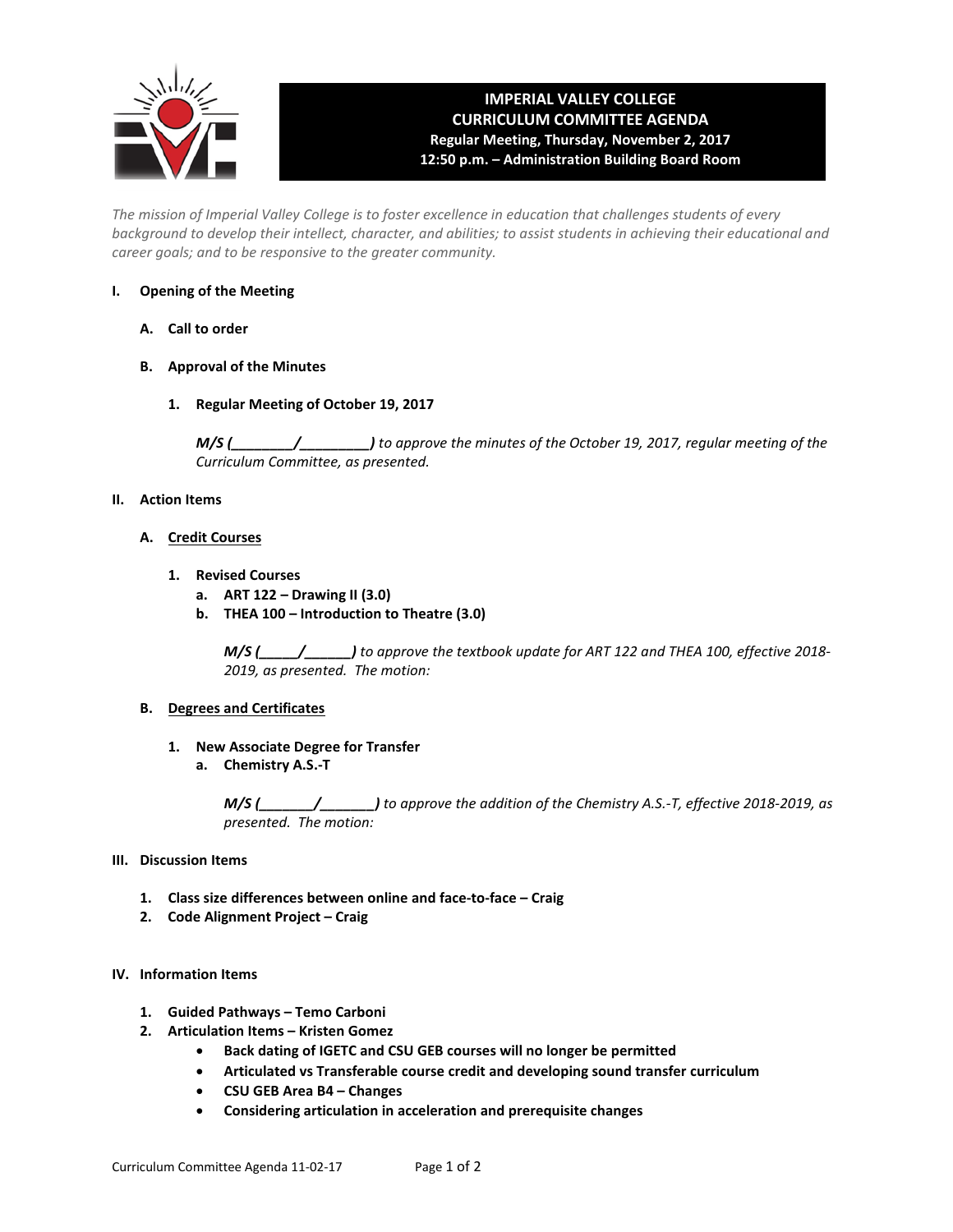# IMPERIAL VALLEY COLLEGE
## CURRICULUM COMMITTEE AGENDA
**Regular Meeting, Thursday, November 2, 2017**
**12:50 p.m. – Administration Building Board Room**

*The mission of Imperial Valley College is to foster excellence in education that challenges students of every background to develop their intellect, character, and abilities; to assist students in achieving their educational and career goals; and to be responsive to the greater community.*

**I. Opening of the Meeting**

**A. Call to order**

**B. Approval of the Minutes**

**1. Regular Meeting of October 19, 2017**

***M/S (________/________)*** *to approve the minutes of the October 19, 2017, regular meeting of the Curriculum Committee, as presented.*

**II. Action Items**

**A. Credit Courses**

**1. Revised Courses**

**a. ART 122 – Drawing II (3.0)**

**b. THEA 100 – Introduction to Theatre (3.0)**

***M/S (_____/______)*** *to approve the textbook update for ART 122 and THEA 100, effective 2018-2019, as presented. The motion:*

**B. Degrees and Certificates**

**1. New Associate Degree for Transfer**

**a. Chemistry A.S.-T**

***M/S (_______/_______)*** *to approve the addition of the Chemistry A.S.-T, effective 2018-2019, as presented. The motion:*

**III. Discussion Items**

1. **Class size differences between online and face-to-face – Craig**
2. **Code Alignment Project – Craig**

**IV. Information Items**

1. **Guided Pathways – Temo Carboni**
2. **Articulation Items – Kristen Gomez**
   - **Back dating of IGETC and CSU GEB courses will no longer be permitted**
   - **Articulated vs Transferable course credit and developing sound transfer curriculum**
   - **CSU GEB Area B4 – Changes**
   - **Considering articulation in acceleration and prerequisite changes**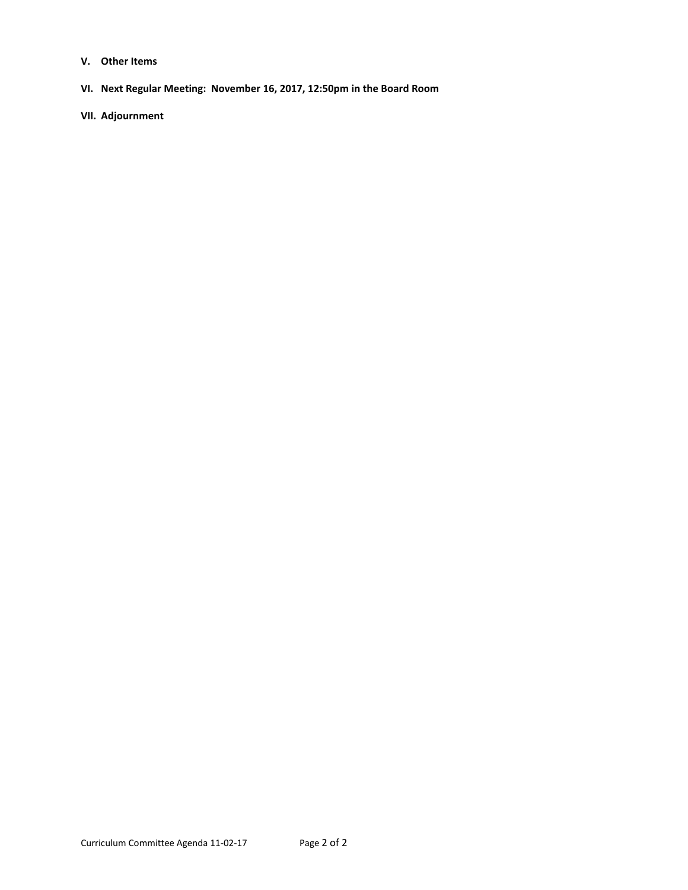**V. Other Items**

**VI. Next Regular Meeting: November 16, 2017, 12:50pm in the Board Room**

**VII. Adjournment**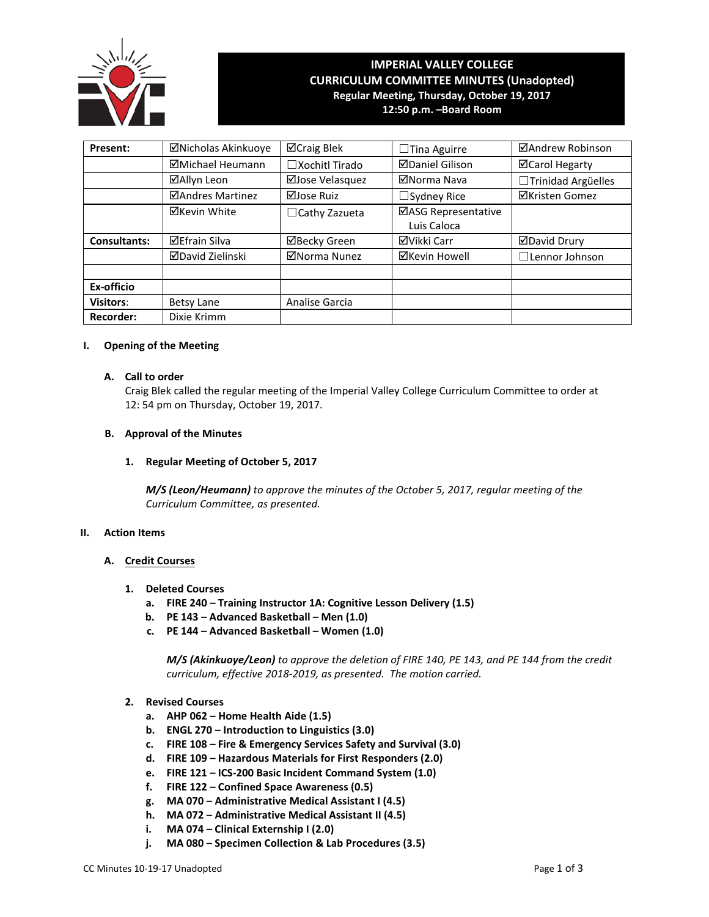# IMPERIAL VALLEY COLLEGE
## CURRICULUM COMMITTEE MINUTES (Unadopted)
**Regular Meeting, Thursday, October 19, 2017**
**12:50 p.m. –Board Room**

| **Present:** | ☑Nicholas Akinkuoye | ☑Craig Blek | ☐Tina Aguirre | ☑Andrew Robinson |
|---|---|---|---|---|
| | ☑Michael Heumann | ☐Xochitl Tirado | ☑Daniel Gilison | ☑Carol Hegarty |
| | ☑Allyn Leon | ☑Jose Velasquez | ☑Norma Nava | ☐Trinidad Argüelles |
| | ☑Andres Martinez | ☑Jose Ruiz | ☐Sydney Rice | ☑Kristen Gomez |
| | ☑Kevin White | ☐Cathy Zazueta | ☑ASG Representative Luis Caloca | |
| **Consultants:** | ☑Efrain Silva | ☑Becky Green | ☑Vikki Carr | ☑David Drury |
| | ☑David Zielinski | ☑Norma Nunez | ☑Kevin Howell | ☐Lennor Johnson |
| | | | | |
| **Ex-officio** | | | | |
| **Visitors**: | Betsy Lane | Analise Garcia | | |
| **Recorder:** | Dixie Krimm | | | |

## I. Opening of the Meeting

### A. Call to order

Craig Blek called the regular meeting of the Imperial Valley College Curriculum Committee to order at 12: 54 pm on Thursday, October 19, 2017.

### B. Approval of the Minutes

**1. Regular Meeting of October 5, 2017**

***M/S (Leon/Heumann)*** *to approve the minutes of the October 5, 2017, regular meeting of the Curriculum Committee, as presented.*

## II. Action Items

### A. Credit Courses

**1. Deleted Courses**

a. **FIRE 240 – Training Instructor 1A: Cognitive Lesson Delivery (1.5)**
b. **PE 143 – Advanced Basketball – Men (1.0)**
c. **PE 144 – Advanced Basketball – Women (1.0)**

***M/S (Akinkuoye/Leon)*** *to approve the deletion of FIRE 140, PE 143, and PE 144 from the credit curriculum, effective 2018-2019, as presented. The motion carried.*

**2. Revised Courses**

a. **AHP 062 – Home Health Aide (1.5)**
b. **ENGL 270 – Introduction to Linguistics (3.0)**
c. **FIRE 108 – Fire & Emergency Services Safety and Survival (3.0)**
d. **FIRE 109 – Hazardous Materials for First Responders (2.0)**
e. **FIRE 121 – ICS-200 Basic Incident Command System (1.0)**
f. **FIRE 122 – Confined Space Awareness (0.5)**
g. **MA 070 – Administrative Medical Assistant I (4.5)**
h. **MA 072 – Administrative Medical Assistant II (4.5)**
i. **MA 074 – Clinical Externship I (2.0)**
j. **MA 080 – Specimen Collection & Lab Procedures (3.5)**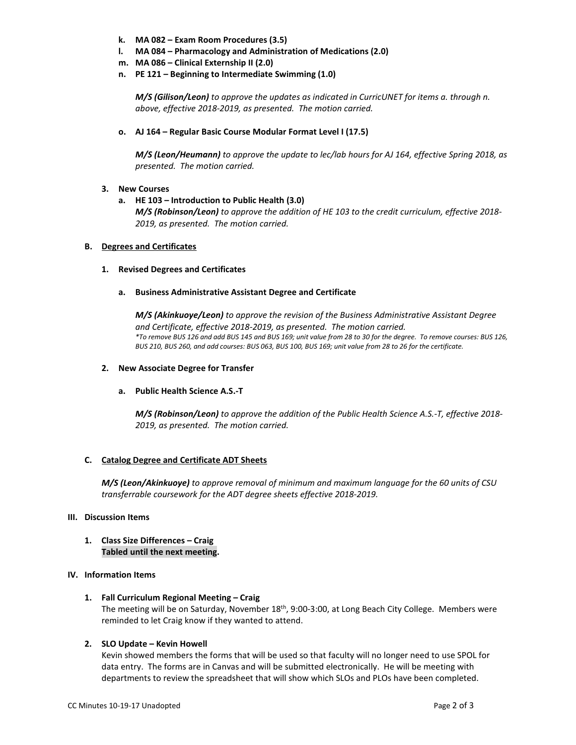k. **MA 082 – Exam Room Procedures (3.5)**
l. **MA 084 – Pharmacology and Administration of Medications (2.0)**
m. **MA 086 – Clinical Externship II (2.0)**
n. **PE 121 – Beginning to Intermediate Swimming (1.0)**

*__M/S (Gilison/Leon)__ to approve the updates as indicated in CurricUNET for items a. through n. above, effective 2018-2019, as presented. The motion carried.*

o. **AJ 164 – Regular Basic Course Modular Format Level I (17.5)**

*__M/S (Leon/Heumann)__ to approve the update to lec/lab hours for AJ 164, effective Spring 2018, as presented. The motion carried.*

3. **New Courses**

a. **HE 103 – Introduction to Public Health (3.0)**
*__M/S (Robinson/Leon)__ to approve the addition of HE 103 to the credit curriculum, effective 2018-2019, as presented. The motion carried.*

### B. Degrees and Certificates

1. **Revised Degrees and Certificates**

a. **Business Administrative Assistant Degree and Certificate**

*__M/S (Akinkuoye/Leon)__ to approve the revision of the Business Administrative Assistant Degree and Certificate, effective 2018-2019, as presented. The motion carried.*
*\*To remove BUS 126 and add BUS 145 and BUS 169; unit value from 28 to 30 for the degree. To remove courses: BUS 126, BUS 210, BUS 260, and add courses: BUS 063, BUS 100, BUS 169; unit value from 28 to 26 for the certificate.*

2. **New Associate Degree for Transfer**

a. **Public Health Science A.S.-T**

*__M/S (Robinson/Leon)__ to approve the addition of the Public Health Science A.S.-T, effective 2018-2019, as presented. The motion carried.*

### C. Catalog Degree and Certificate ADT Sheets

*__M/S (Leon/Akinkuoye)__ to approve removal of minimum and maximum language for the 60 units of CSU transferrable coursework for the ADT degree sheets effective 2018-2019.*

## III. Discussion Items

1. **Class Size Differences – Craig**
**Tabled until the next meeting.**

## IV. Information Items

1. **Fall Curriculum Regional Meeting – Craig**
The meeting will be on Saturday, November 18th, 9:00-3:00, at Long Beach City College. Members were reminded to let Craig know if they wanted to attend.

2. **SLO Update – Kevin Howell**
Kevin showed members the forms that will be used so that faculty will no longer need to use SPOL for data entry. The forms are in Canvas and will be submitted electronically. He will be meeting with departments to review the spreadsheet that will show which SLOs and PLOs have been completed.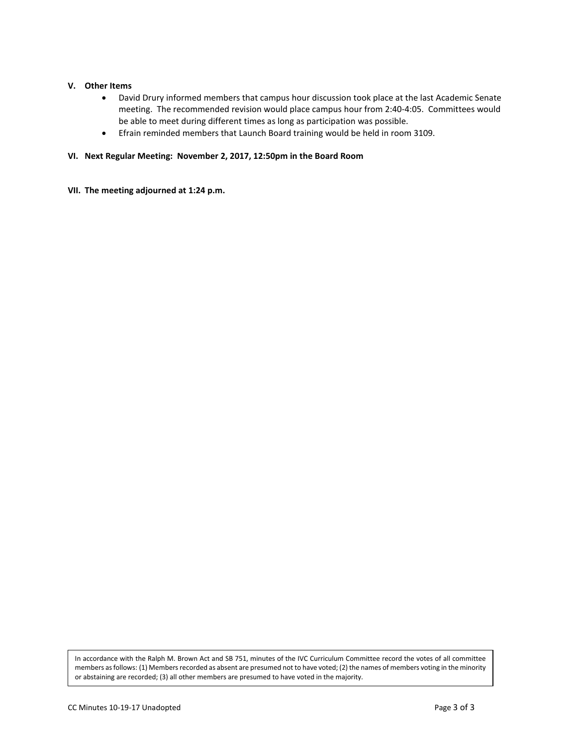## V. Other Items

- David Drury informed members that campus hour discussion took place at the last Academic Senate meeting. The recommended revision would place campus hour from 2:40-4:05. Committees would be able to meet during different times as long as participation was possible.
- Efrain reminded members that Launch Board training would be held in room 3109.

## VI. Next Regular Meeting: November 2, 2017, 12:50pm in the Board Room

## VII. The meeting adjourned at 1:24 p.m.

In accordance with the Ralph M. Brown Act and SB 751, minutes of the IVC Curriculum Committee record the votes of all committee members as follows: (1) Members recorded as absent are presumed not to have voted; (2) the names of members voting in the minority or abstaining are recorded; (3) all other members are presumed to have voted in the majority.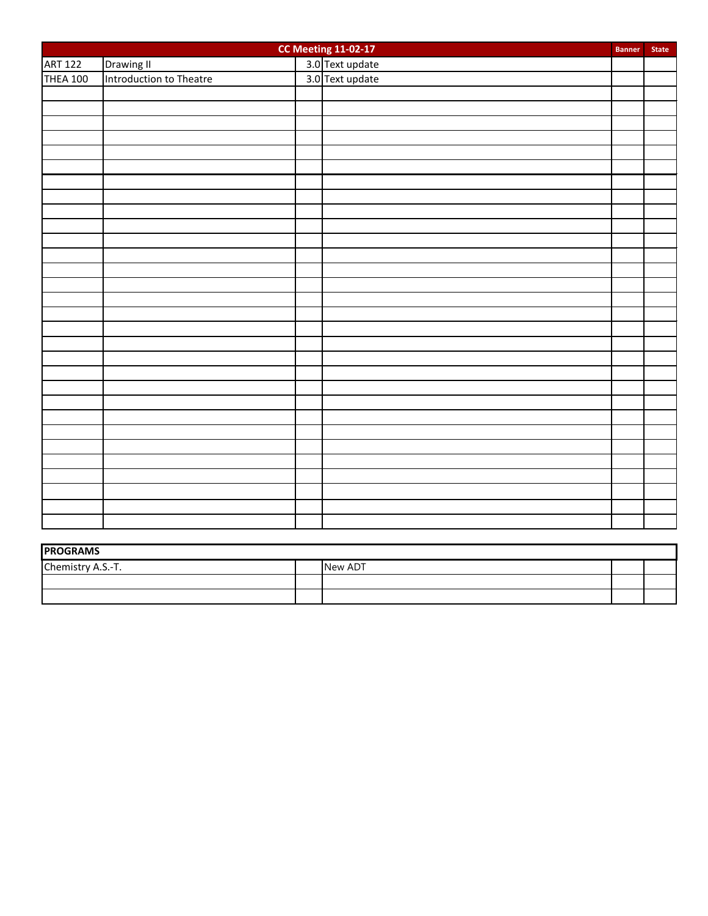| CC Meeting 11-02-17 | | | | Banner | State |
|---|---|---|---|---|---|
| ART 122 | Drawing II | 3.0 | Text update | | |
| THEA 100 | Introduction to Theatre | 3.0 | Text update | | |

| PROGRAMS | | | | |
|---|---|---|---|---|
| Chemistry A.S.-T. | | New ADT | | |